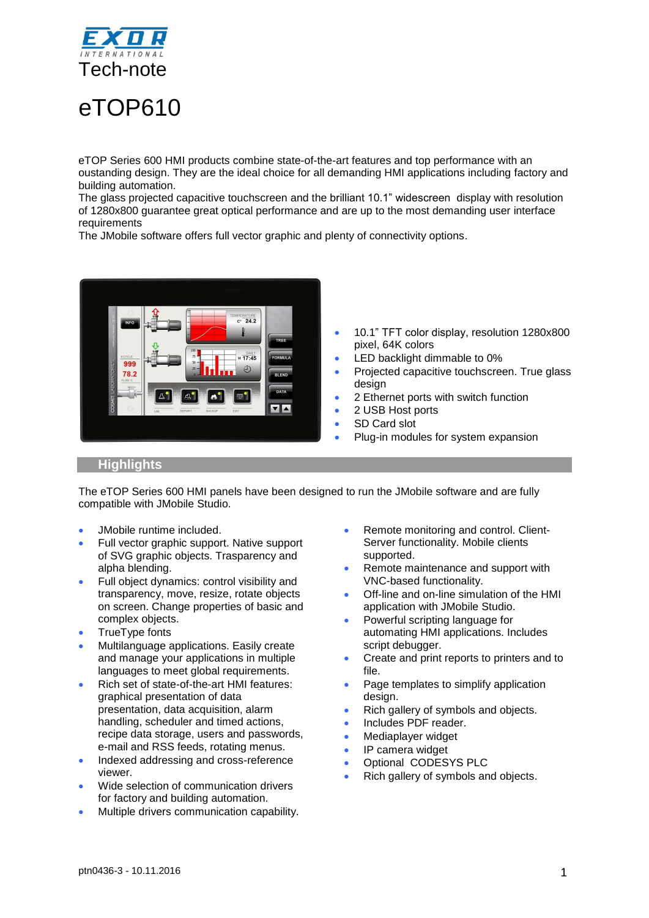Tech-note

# eTOP610

eTOP Series 600 HMI products combine state-of-the-art features and top performance with an oustanding design. They are the ideal choice for all demanding HMI applications including factory and building automation.
The glass projected capacitive touchscreen and the brilliant 10.1" widescreen display with resolution of 1280x800 guarantee great optical performance and are up to the most demanding user interface requirements
The JMobile software offers full vector graphic and plenty of connectivity options.

- 10.1" TFT color display, resolution 1280x800 pixel, 64K colors
- LED backlight dimmable to 0%
- Projected capacitive touchscreen. True glass design
- 2 Ethernet ports with switch function
- 2 USB Host ports
- SD Card slot
- Plug-in modules for system expansion

## Highlights

The eTOP Series 600 HMI panels have been designed to run the JMobile software and are fully compatible with JMobile Studio.

- JMobile runtime included.
- Full vector graphic support. Native support of SVG graphic objects. Trasparency and alpha blending.
- Full object dynamics: control visibility and transparency, move, resize, rotate objects on screen. Change properties of basic and complex objects.
- TrueType fonts
- Multilanguage applications. Easily create and manage your applications in multiple languages to meet global requirements.
- Rich set of state-of-the-art HMI features: graphical presentation of data presentation, data acquisition, alarm handling, scheduler and timed actions, recipe data storage, users and passwords, e-mail and RSS feeds, rotating menus.
- Indexed addressing and cross-reference viewer.
- Wide selection of communication drivers for factory and building automation.
- Multiple drivers communication capability.
- Remote monitoring and control. Client-Server functionality. Mobile clients supported.
- Remote maintenance and support with VNC-based functionality.
- Off-line and on-line simulation of the HMI application with JMobile Studio.
- Powerful scripting language for automating HMI applications. Includes script debugger.
- Create and print reports to printers and to file.
- Page templates to simplify application design.
- Rich gallery of symbols and objects.
- Includes PDF reader.
- Mediaplayer widget
- IP camera widget
- Optional CODESYS PLC
- Rich gallery of symbols and objects.

ptn0436-3 - 10.11.2016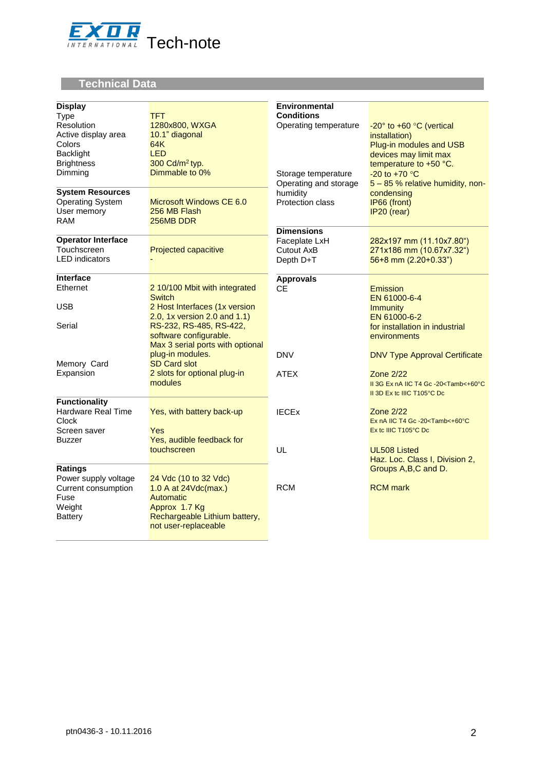## Technical Data

| | |
|---|---|
| **Display** | |
| Type | TFT |
| Resolution | 1280x800, WXGA |
| Active display area | 10.1" diagonal |
| Colors | 64K |
| Backlight | LED |
| Brightness | 300 Cd/m$^2$ typ. |
| Dimming | Dimmable to 0% |
| **System Resources** | |
| Operating System | Microsoft Windows CE 6.0 |
| User memory | 256 MB Flash |
| RAM | 256MB DDR |
| **Operator Interface** | |
| Touchscreen | Projected capacitive |
| LED indicators | - |
| **Interface** | |
| Ethernet | 2 10/100 Mbit with integrated Switch |
| USB | 2 Host Interfaces (1x version 2.0, 1x version 2.0 and 1.1) |
| Serial | RS-232, RS-485, RS-422, software configurable. Max 3 serial ports with optional plug-in modules. |
| Memory Card | SD Card slot |
| Expansion | 2 slots for optional plug-in modules |
| **Functionality** | |
| Hardware Real Time Clock | Yes, with battery back-up |
| Screen saver | Yes |
| Buzzer | Yes, audible feedback for touchscreen |
| **Ratings** | |
| Power supply voltage | 24 Vdc (10 to 32 Vdc) |
| Current consumption | 1.0 A at 24Vdc(max.) |
| Fuse | Automatic |
| Weight | Approx 1.7 Kg |
| Battery | Rechargeable Lithium battery, not user-replaceable |

| | |
|---|---|
| **Environmental Conditions** | |
| Operating temperature | -20° to +60 °C (vertical installation) Plug-in modules and USB devices may limit max temperature to +50 °C. |
| Storage temperature | -20 to +70 °C |
| Operating and storage humidity | 5 – 85 % relative humidity, non-condensing |
| Protection class | IP66 (front) IP20 (rear) |
| **Dimensions** | |
| Faceplate LxH | 282x197 mm (11.10x7.80") |
| Cutout AxB | 271x186 mm (10.67x7.32") |
| Depth D+T | 56+8 mm (2.20+0.33") |
| **Approvals** | |
| CE | Emission EN 61000-6-4 Immunity EN 61000-6-2 for installation in industrial environments |
| DNV | DNV Type Approval Certificate |
| ATEX | Zone 2/22 II 3G Ex nA IIC T4 Gc -20<Tamb<+60°C II 3D Ex tc IIIC T105°C Dc |
| IECEx | Zone 2/22 Ex nA IIC T4 Gc -20<Tamb<+60°C Ex tc IIIC T105°C Dc |
| UL | UL508 Listed Haz. Loc. Class I, Division 2, Groups A,B,C and D. |
| RCM | RCM mark |

ptn0436-3 - 10.11.2016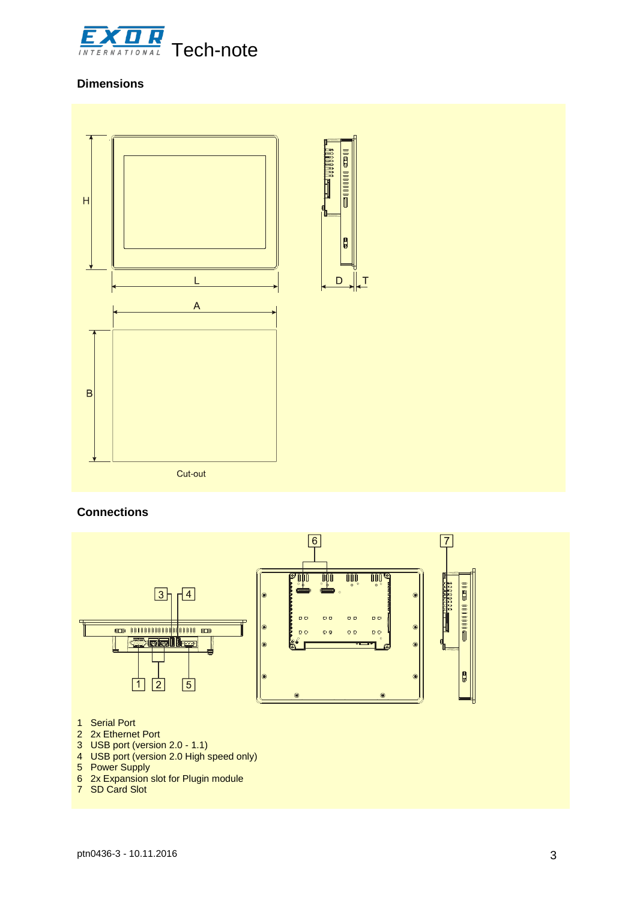## Dimensions

## Connections

1 Serial Port
2 2x Ethernet Port
3 USB port (version 2.0 - 1.1)
4 USB port (version 2.0 High speed only)
5 Power Supply
6 2x Expansion slot for Plugin module
7 SD Card Slot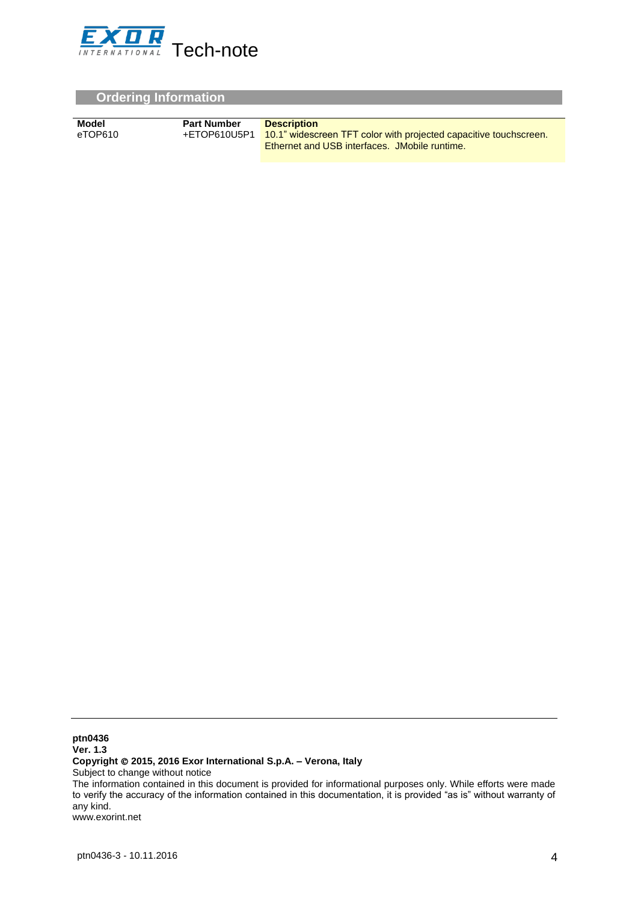## Ordering Information

| Model | Part Number | Description |
|---|---|---|
| eTOP610 | +ETOP610U5P1 | 10.1" widescreen TFT color with projected capacitive touchscreen. Ethernet and USB interfaces. JMobile runtime. |

**ptn0436**
**Ver. 1.3**
**Copyright © 2015, 2016 Exor International S.p.A. – Verona, Italy**
Subject to change without notice
The information contained in this document is provided for informational purposes only. While efforts were made to verify the accuracy of the information contained in this documentation, it is provided "as is" without warranty of any kind.
www.exorint.net